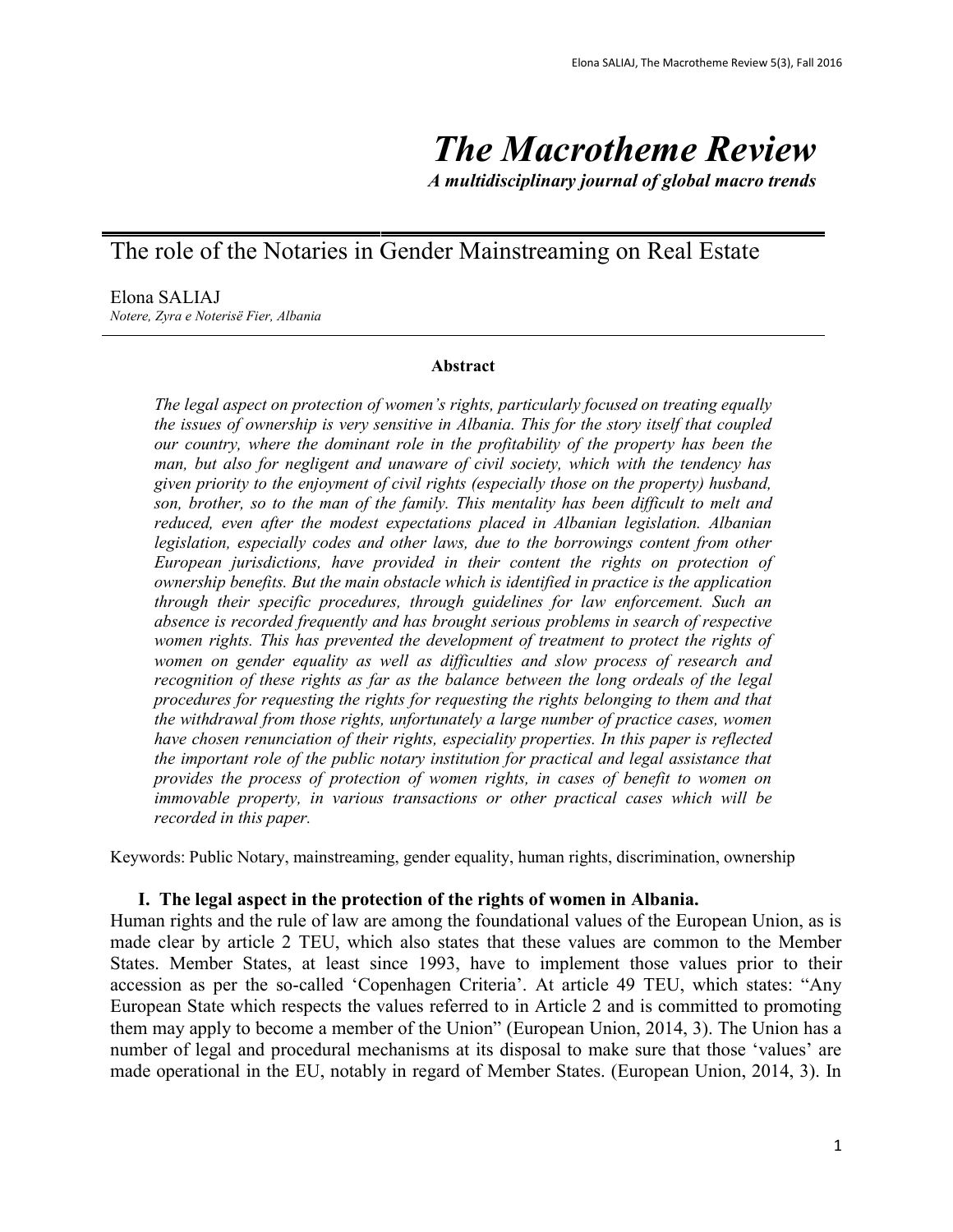# The Macrotheme Review

***A multidisciplinary journal of global macro trends***

## The role of the Notaries in Gender Mainstreaming on Real Estate

Elona SALIAJ
*Notere, Zyra e Noterisë Fier, Albania*

**Abstract**

*The legal aspect on protection of women's rights, particularly focused on treating equally the issues of ownership is very sensitive in Albania. This for the story itself that coupled our country, where the dominant role in the profitability of the property has been the man, but also for negligent and unaware of civil society, which with the tendency has given priority to the enjoyment of civil rights (especially those on the property) husband, son, brother, so to the man of the family. This mentality has been difficult to melt and reduced, even after the modest expectations placed in Albanian legislation. Albanian legislation, especially codes and other laws, due to the borrowings content from other European jurisdictions, have provided in their content the rights on protection of ownership benefits. But the main obstacle which is identified in practice is the application through their specific procedures, through guidelines for law enforcement. Such an absence is recorded frequently and has brought serious problems in search of respective women rights. This has prevented the development of treatment to protect the rights of women on gender equality as well as difficulties and slow process of research and recognition of these rights as far as the balance between the long ordeals of the legal procedures for requesting the rights for requesting the rights belonging to them and that the withdrawal from those rights, unfortunately a large number of practice cases, women have chosen renunciation of their rights, especiality properties. In this paper is reflected the important role of the public notary institution for practical and legal assistance that provides the process of protection of women rights, in cases of benefit to women on immovable property, in various transactions or other practical cases which will be recorded in this paper.*

Keywords: Public Notary, mainstreaming, gender equality, human rights, discrimination, ownership

### I. The legal aspect in the protection of the rights of women in Albania.

Human rights and the rule of law are among the foundational values of the European Union, as is made clear by article 2 TEU, which also states that these values are common to the Member States. Member States, at least since 1993, have to implement those values prior to their accession as per the so-called 'Copenhagen Criteria'. At article 49 TEU, which states: "Any European State which respects the values referred to in Article 2 and is committed to promoting them may apply to become a member of the Union" (European Union, 2014, 3). The Union has a number of legal and procedural mechanisms at its disposal to make sure that those 'values' are made operational in the EU, notably in regard of Member States. (European Union, 2014, 3). In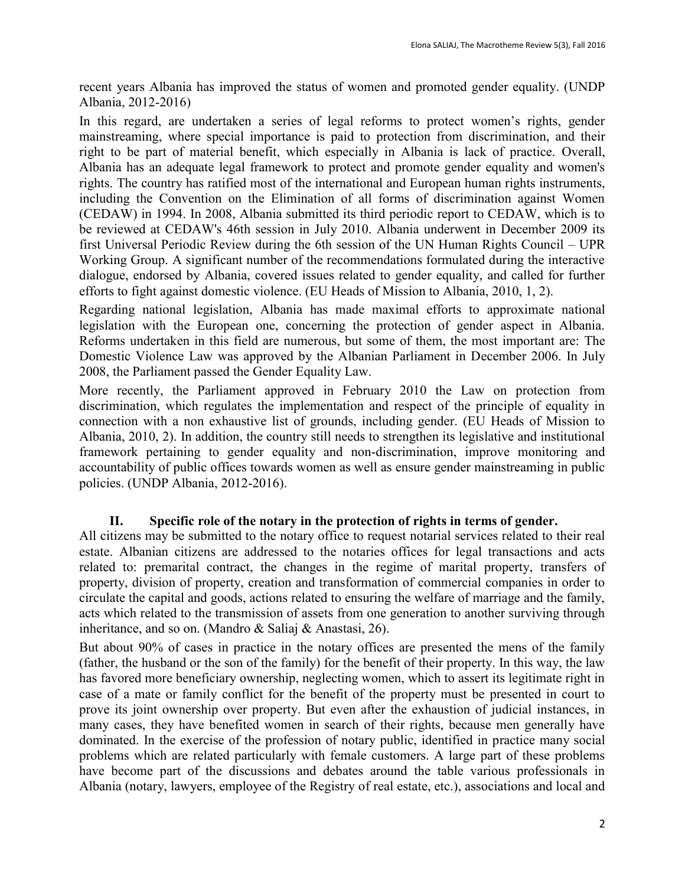recent years Albania has improved the status of women and promoted gender equality. (UNDP Albania, 2012-2016)

In this regard, are undertaken a series of legal reforms to protect women's rights, gender mainstreaming, where special importance is paid to protection from discrimination, and their right to be part of material benefit, which especially in Albania is lack of practice. Overall, Albania has an adequate legal framework to protect and promote gender equality and women's rights. The country has ratified most of the international and European human rights instruments, including the Convention on the Elimination of all forms of discrimination against Women (CEDAW) in 1994. In 2008, Albania submitted its third periodic report to CEDAW, which is to be reviewed at CEDAW's 46th session in July 2010. Albania underwent in December 2009 its first Universal Periodic Review during the 6th session of the UN Human Rights Council – UPR Working Group. A significant number of the recommendations formulated during the interactive dialogue, endorsed by Albania, covered issues related to gender equality, and called for further efforts to fight against domestic violence. (EU Heads of Mission to Albania, 2010, 1, 2).

Regarding national legislation, Albania has made maximal efforts to approximate national legislation with the European one, concerning the protection of gender aspect in Albania. Reforms undertaken in this field are numerous, but some of them, the most important are: The Domestic Violence Law was approved by the Albanian Parliament in December 2006. In July 2008, the Parliament passed the Gender Equality Law.

More recently, the Parliament approved in February 2010 the Law on protection from discrimination, which regulates the implementation and respect of the principle of equality in connection with a non exhaustive list of grounds, including gender. (EU Heads of Mission to Albania, 2010, 2). In addition, the country still needs to strengthen its legislative and institutional framework pertaining to gender equality and non-discrimination, improve monitoring and accountability of public offices towards women as well as ensure gender mainstreaming in public policies. (UNDP Albania, 2012-2016).

## II. Specific role of the notary in the protection of rights in terms of gender.

All citizens may be submitted to the notary office to request notarial services related to their real estate. Albanian citizens are addressed to the notaries offices for legal transactions and acts related to: premarital contract, the changes in the regime of marital property, transfers of property, division of property, creation and transformation of commercial companies in order to circulate the capital and goods, actions related to ensuring the welfare of marriage and the family, acts which related to the transmission of assets from one generation to another surviving through inheritance, and so on. (Mandro & Saliaj & Anastasi, 26).

But about 90% of cases in practice in the notary offices are presented the mens of the family (father, the husband or the son of the family) for the benefit of their property. In this way, the law has favored more beneficiary ownership, neglecting women, which to assert its legitimate right in case of a mate or family conflict for the benefit of the property must be presented in court to prove its joint ownership over property. But even after the exhaustion of judicial instances, in many cases, they have benefited women in search of their rights, because men generally have dominated. In the exercise of the profession of notary public, identified in practice many social problems which are related particularly with female customers. A large part of these problems have become part of the discussions and debates around the table various professionals in Albania (notary, lawyers, employee of the Registry of real estate, etc.), associations and local and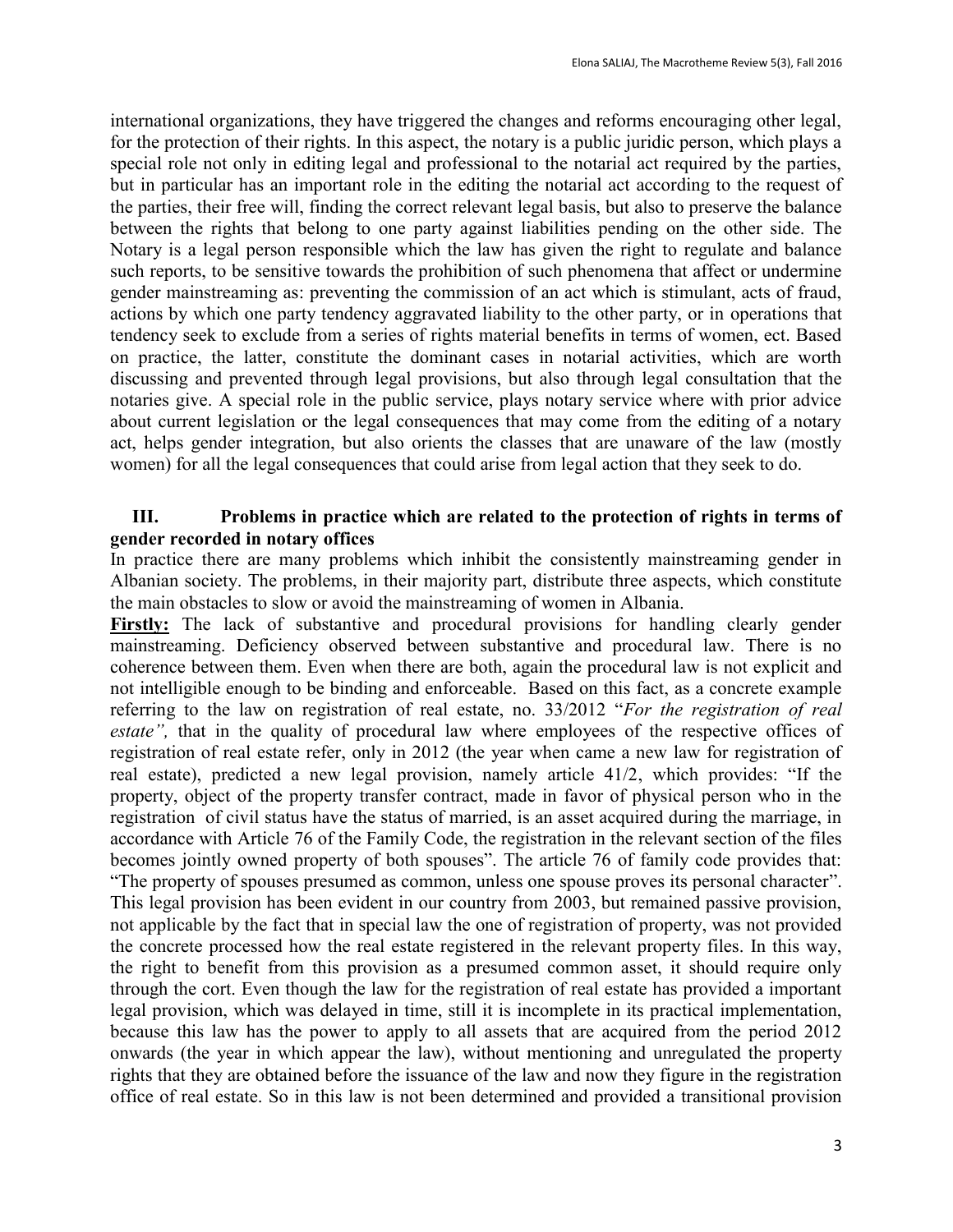international organizations, they have triggered the changes and reforms encouraging other legal, for the protection of their rights. In this aspect, the notary is a public juridic person, which plays a special role not only in editing legal and professional to the notarial act required by the parties, but in particular has an important role in the editing the notarial act according to the request of the parties, their free will, finding the correct relevant legal basis, but also to preserve the balance between the rights that belong to one party against liabilities pending on the other side. The Notary is a legal person responsible which the law has given the right to regulate and balance such reports, to be sensitive towards the prohibition of such phenomena that affect or undermine gender mainstreaming as: preventing the commission of an act which is stimulant, acts of fraud, actions by which one party tendency aggravated liability to the other party, or in operations that tendency seek to exclude from a series of rights material benefits in terms of women, ect. Based on practice, the latter, constitute the dominant cases in notarial activities, which are worth discussing and prevented through legal provisions, but also through legal consultation that the notaries give. A special role in the public service, plays notary service where with prior advice about current legislation or the legal consequences that may come from the editing of a notary act, helps gender integration, but also orients the classes that are unaware of the law (mostly women) for all the legal consequences that could arise from legal action that they seek to do.

## III. Problems in practice which are related to the protection of rights in terms of gender recorded in notary offices

In practice there are many problems which inhibit the consistently mainstreaming gender in Albanian society. The problems, in their majority part, distribute three aspects, which constitute the main obstacles to slow or avoid the mainstreaming of women in Albania.

**Firstly:** The lack of substantive and procedural provisions for handling clearly gender mainstreaming. Deficiency observed between substantive and procedural law. There is no coherence between them. Even when there are both, again the procedural law is not explicit and not intelligible enough to be binding and enforceable. Based on this fact, as a concrete example referring to the law on registration of real estate, no. 33/2012 "*For the registration of real estate",* that in the quality of procedural law where employees of the respective offices of registration of real estate refer, only in 2012 (the year when came a new law for registration of real estate), predicted a new legal provision, namely article 41/2, which provides: "If the property, object of the property transfer contract, made in favor of physical person who in the registration of civil status have the status of married, is an asset acquired during the marriage, in accordance with Article 76 of the Family Code, the registration in the relevant section of the files becomes jointly owned property of both spouses". The article 76 of family code provides that: "The property of spouses presumed as common, unless one spouse proves its personal character". This legal provision has been evident in our country from 2003, but remained passive provision, not applicable by the fact that in special law the one of registration of property, was not provided the concrete processed how the real estate registered in the relevant property files. In this way, the right to benefit from this provision as a presumed common asset, it should require only through the cort. Even though the law for the registration of real estate has provided a important legal provision, which was delayed in time, still it is incomplete in its practical implementation, because this law has the power to apply to all assets that are acquired from the period 2012 onwards (the year in which appear the law), without mentioning and unregulated the property rights that they are obtained before the issuance of the law and now they figure in the registration office of real estate. So in this law is not been determined and provided a transitional provision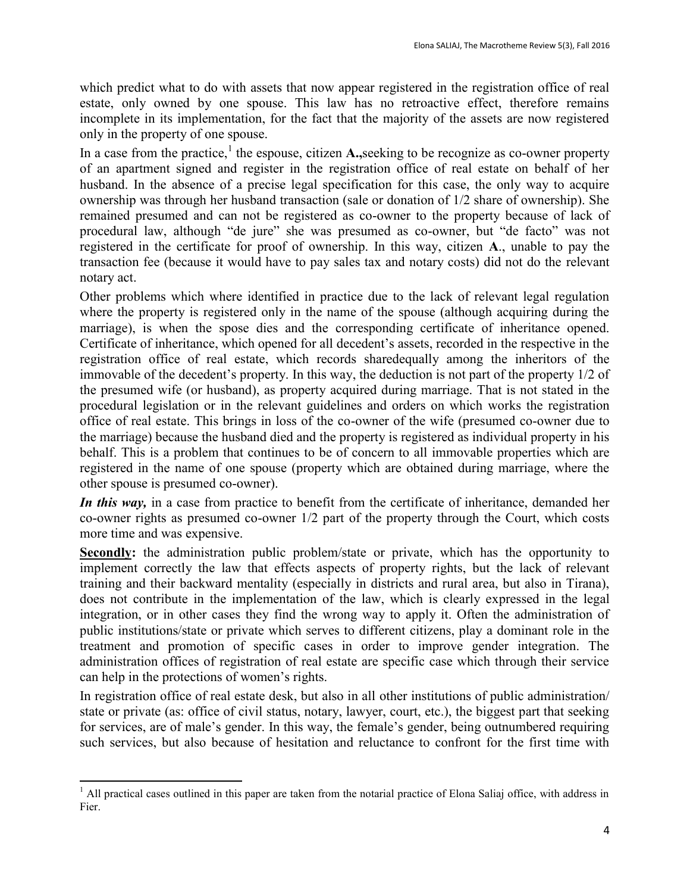which predict what to do with assets that now appear registered in the registration office of real estate, only owned by one spouse. This law has no retroactive effect, therefore remains incomplete in its implementation, for the fact that the majority of the assets are now registered only in the property of one spouse.

In a case from the practice,[1] the espouse, citizen **A.,**seeking to be recognize as co-owner property of an apartment signed and register in the registration office of real estate on behalf of her husband. In the absence of a precise legal specification for this case, the only way to acquire ownership was through her husband transaction (sale or donation of 1/2 share of ownership). She remained presumed and can not be registered as co-owner to the property because of lack of procedural law, although "de jure" she was presumed as co-owner, but "de facto" was not registered in the certificate for proof of ownership. In this way, citizen **A**., unable to pay the transaction fee (because it would have to pay sales tax and notary costs) did not do the relevant notary act.

Other problems which where identified in practice due to the lack of relevant legal regulation where the property is registered only in the name of the spouse (although acquiring during the marriage), is when the spose dies and the corresponding certificate of inheritance opened. Certificate of inheritance, which opened for all decedent's assets, recorded in the respective in the registration office of real estate, which records sharedequally among the inheritors of the immovable of the decedent's property. In this way, the deduction is not part of the property 1/2 of the presumed wife (or husband), as property acquired during marriage. That is not stated in the procedural legislation or in the relevant guidelines and orders on which works the registration office of real estate. This brings in loss of the co-owner of the wife (presumed co-owner due to the marriage) because the husband died and the property is registered as individual property in his behalf. This is a problem that continues to be of concern to all immovable properties which are registered in the name of one spouse (property which are obtained during marriage, where the other spouse is presumed co-owner).

***In this way,*** in a case from practice to benefit from the certificate of inheritance, demanded her co-owner rights as presumed co-owner 1/2 part of the property through the Court, which costs more time and was expensive.

**Secondly:** the administration public problem/state or private, which has the opportunity to implement correctly the law that effects aspects of property rights, but the lack of relevant training and their backward mentality (especially in districts and rural area, but also in Tirana), does not contribute in the implementation of the law, which is clearly expressed in the legal integration, or in other cases they find the wrong way to apply it. Often the administration of public institutions/state or private which serves to different citizens, play a dominant role in the treatment and promotion of specific cases in order to improve gender integration. The administration offices of registration of real estate are specific case which through their service can help in the protections of women's rights.

In registration office of real estate desk, but also in all other institutions of public administration/ state or private (as: office of civil status, notary, lawyer, court, etc.), the biggest part that seeking for services, are of male's gender. In this way, the female's gender, being outnumbered requiring such services, but also because of hesitation and reluctance to confront for the first time with

---

[1] All practical cases outlined in this paper are taken from the notarial practice of Elona Saliaj office, with address in Fier.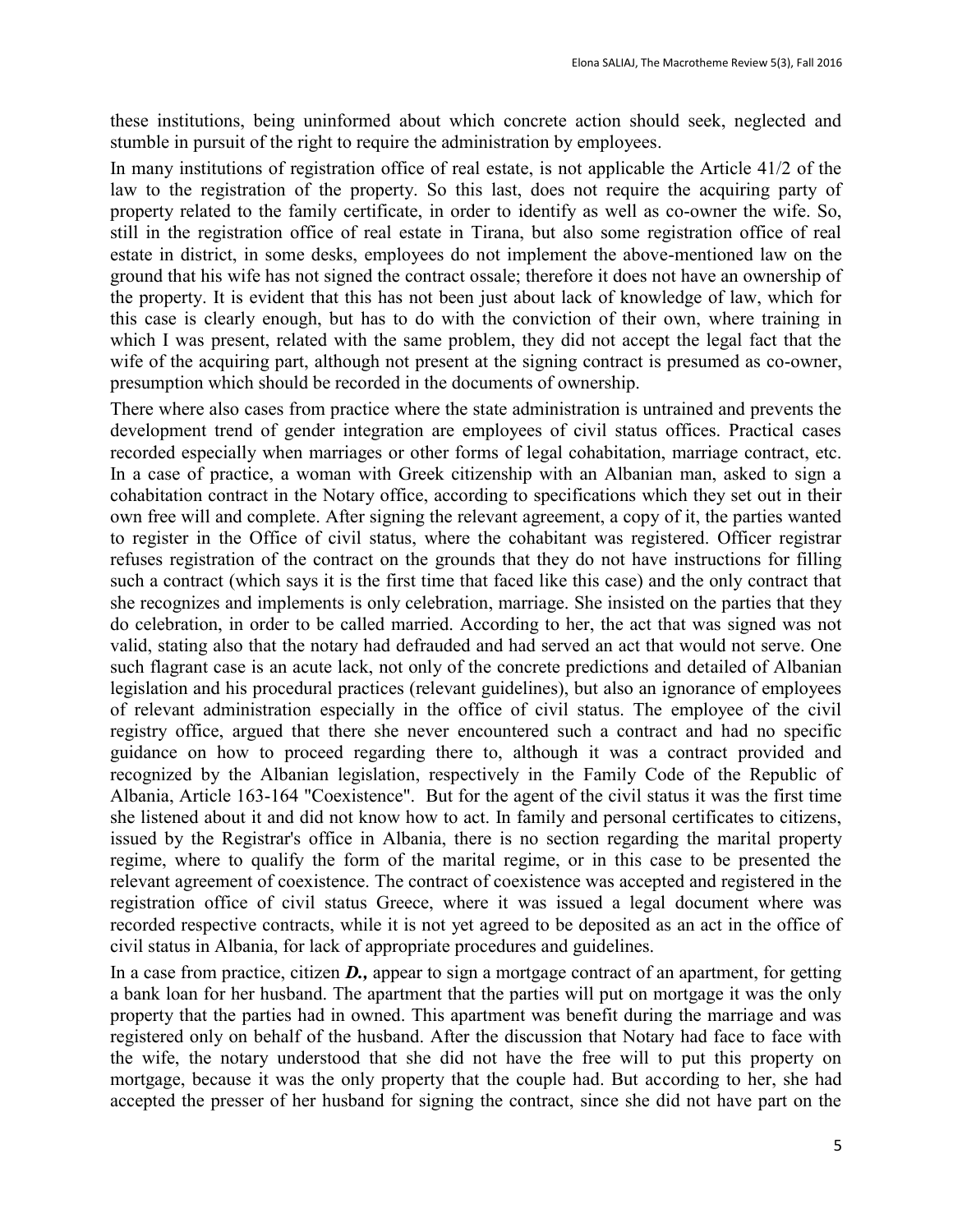these institutions, being uninformed about which concrete action should seek, neglected and stumble in pursuit of the right to require the administration by employees.

In many institutions of registration office of real estate, is not applicable the Article 41/2 of the law to the registration of the property. So this last, does not require the acquiring party of property related to the family certificate, in order to identify as well as co-owner the wife. So, still in the registration office of real estate in Tirana, but also some registration office of real estate in district, in some desks, employees do not implement the above-mentioned law on the ground that his wife has not signed the contract ossale; therefore it does not have an ownership of the property. It is evident that this has not been just about lack of knowledge of law, which for this case is clearly enough, but has to do with the conviction of their own, where training in which I was present, related with the same problem, they did not accept the legal fact that the wife of the acquiring part, although not present at the signing contract is presumed as co-owner, presumption which should be recorded in the documents of ownership.

There where also cases from practice where the state administration is untrained and prevents the development trend of gender integration are employees of civil status offices. Practical cases recorded especially when marriages or other forms of legal cohabitation, marriage contract, etc. In a case of practice, a woman with Greek citizenship with an Albanian man, asked to sign a cohabitation contract in the Notary office, according to specifications which they set out in their own free will and complete. After signing the relevant agreement, a copy of it, the parties wanted to register in the Office of civil status, where the cohabitant was registered. Officer registrar refuses registration of the contract on the grounds that they do not have instructions for filling such a contract (which says it is the first time that faced like this case) and the only contract that she recognizes and implements is only celebration, marriage. She insisted on the parties that they do celebration, in order to be called married. According to her, the act that was signed was not valid, stating also that the notary had defrauded and had served an act that would not serve. One such flagrant case is an acute lack, not only of the concrete predictions and detailed of Albanian legislation and his procedural practices (relevant guidelines), but also an ignorance of employees of relevant administration especially in the office of civil status. The employee of the civil registry office, argued that there she never encountered such a contract and had no specific guidance on how to proceed regarding there to, although it was a contract provided and recognized by the Albanian legislation, respectively in the Family Code of the Republic of Albania, Article 163-164 "Coexistence". But for the agent of the civil status it was the first time she listened about it and did not know how to act. In family and personal certificates to citizens, issued by the Registrar's office in Albania, there is no section regarding the marital property regime, where to qualify the form of the marital regime, or in this case to be presented the relevant agreement of coexistence. The contract of coexistence was accepted and registered in the registration office of civil status Greece, where it was issued a legal document where was recorded respective contracts, while it is not yet agreed to be deposited as an act in the office of civil status in Albania, for lack of appropriate procedures and guidelines.

In a case from practice, citizen ***D.,*** appear to sign a mortgage contract of an apartment, for getting a bank loan for her husband. The apartment that the parties will put on mortgage it was the only property that the parties had in owned. This apartment was benefit during the marriage and was registered only on behalf of the husband. After the discussion that Notary had face to face with the wife, the notary understood that she did not have the free will to put this property on mortgage, because it was the only property that the couple had. But according to her, she had accepted the presser of her husband for signing the contract, since she did not have part on the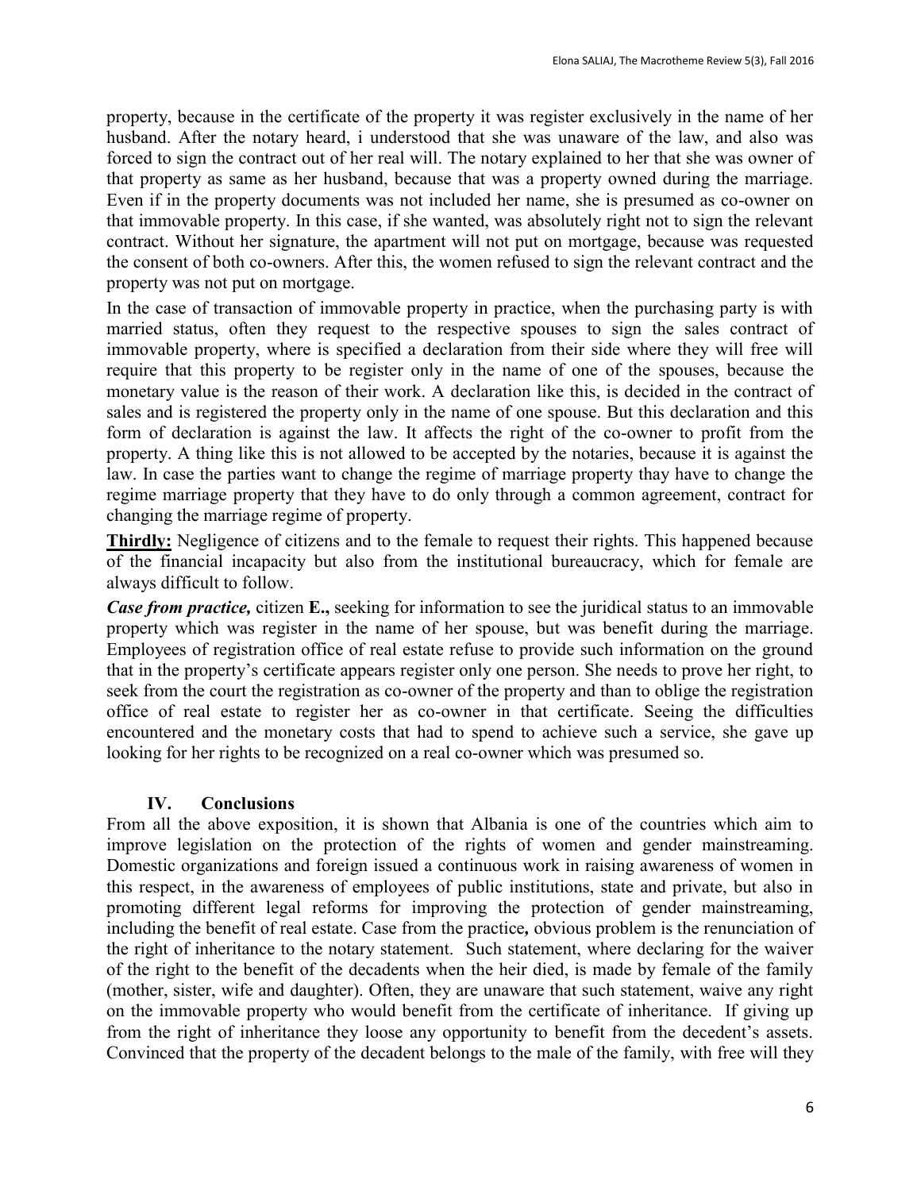property, because in the certificate of the property it was register exclusively in the name of her husband. After the notary heard, i understood that she was unaware of the law, and also was forced to sign the contract out of her real will. The notary explained to her that she was owner of that property as same as her husband, because that was a property owned during the marriage. Even if in the property documents was not included her name, she is presumed as co-owner on that immovable property. In this case, if she wanted, was absolutely right not to sign the relevant contract. Without her signature, the apartment will not put on mortgage, because was requested the consent of both co-owners. After this, the women refused to sign the relevant contract and the property was not put on mortgage.

In the case of transaction of immovable property in practice, when the purchasing party is with married status, often they request to the respective spouses to sign the sales contract of immovable property, where is specified a declaration from their side where they will free will require that this property to be register only in the name of one of the spouses, because the monetary value is the reason of their work. A declaration like this, is decided in the contract of sales and is registered the property only in the name of one spouse. But this declaration and this form of declaration is against the law. It affects the right of the co-owner to profit from the property. A thing like this is not allowed to be accepted by the notaries, because it is against the law. In case the parties want to change the regime of marriage property thay have to change the regime marriage property that they have to do only through a common agreement, contract for changing the marriage regime of property.

**<u>Thirdly:</u>** Negligence of citizens and to the female to request their rights. This happened because of the financial incapacity but also from the institutional bureaucracy, which for female are always difficult to follow.

***Case from practice,*** citizen **E.,** seeking for information to see the juridical status to an immovable property which was register in the name of her spouse, but was benefit during the marriage. Employees of registration office of real estate refuse to provide such information on the ground that in the property's certificate appears register only one person. She needs to prove her right, to seek from the court the registration as co-owner of the property and than to oblige the registration office of real estate to register her as co-owner in that certificate. Seeing the difficulties encountered and the monetary costs that had to spend to achieve such a service, she gave up looking for her rights to be recognized on a real co-owner which was presumed so.

## IV. Conclusions

From all the above exposition, it is shown that Albania is one of the countries which aim to improve legislation on the protection of the rights of women and gender mainstreaming. Domestic organizations and foreign issued a continuous work in raising awareness of women in this respect, in the awareness of employees of public institutions, state and private, but also in promoting different legal reforms for improving the protection of gender mainstreaming, including the benefit of real estate. Case from the practice**,** obvious problem is the renunciation of the right of inheritance to the notary statement. Such statement, where declaring for the waiver of the right to the benefit of the decadents when the heir died, is made by female of the family (mother, sister, wife and daughter). Often, they are unaware that such statement, waive any right on the immovable property who would benefit from the certificate of inheritance. If giving up from the right of inheritance they loose any opportunity to benefit from the decedent's assets. Convinced that the property of the decadent belongs to the male of the family, with free will they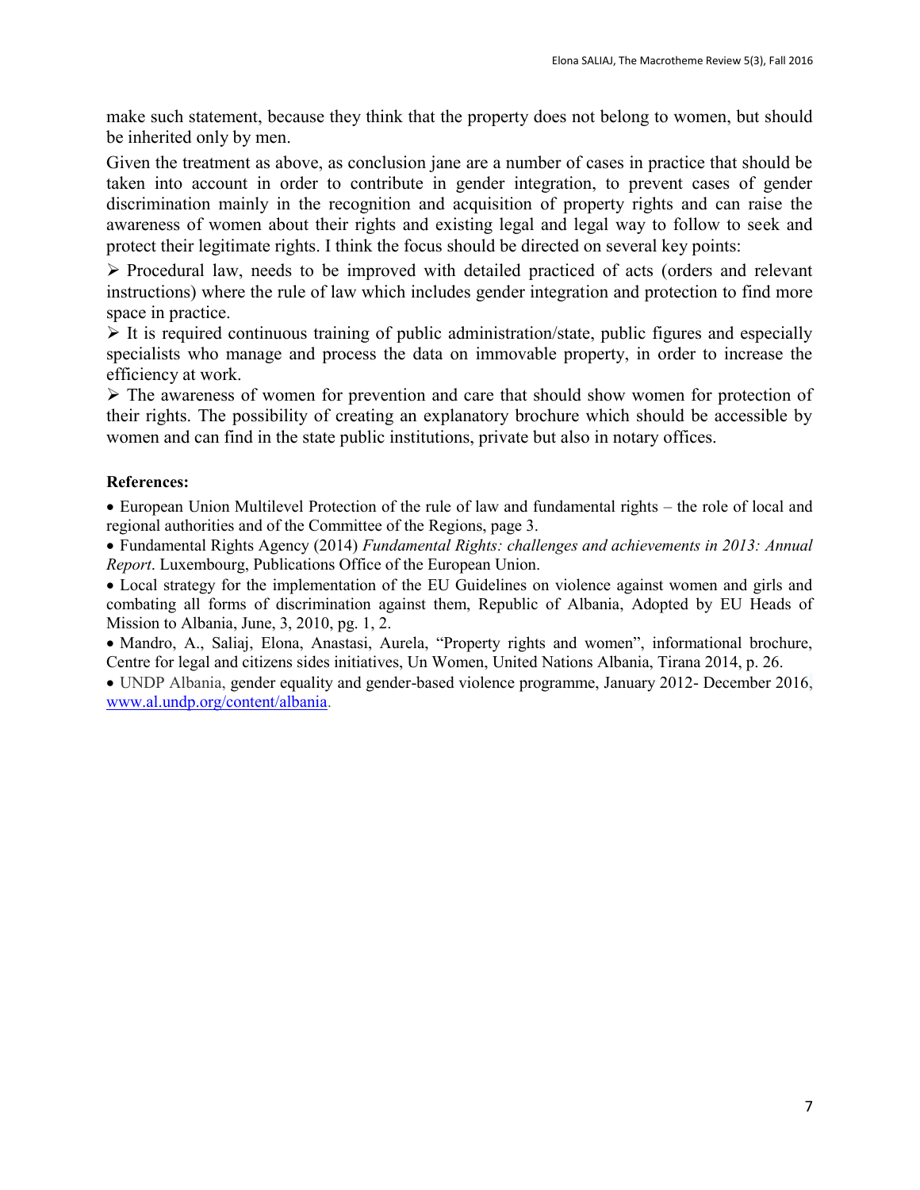make such statement, because they think that the property does not belong to women, but should be inherited only by men.

Given the treatment as above, as conclusion jane are a number of cases in practice that should be taken into account in order to contribute in gender integration, to prevent cases of gender discrimination mainly in the recognition and acquisition of property rights and can raise the awareness of women about their rights and existing legal and legal way to follow to seek and protect their legitimate rights. I think the focus should be directed on several key points:

- Procedural law, needs to be improved with detailed practiced of acts (orders and relevant instructions) where the rule of law which includes gender integration and protection to find more space in practice.
- It is required continuous training of public administration/state, public figures and especially specialists who manage and process the data on immovable property, in order to increase the efficiency at work.
- The awareness of women for prevention and care that should show women for protection of their rights. The possibility of creating an explanatory brochure which should be accessible by women and can find in the state public institutions, private but also in notary offices.

**References:**

- European Union Multilevel Protection of the rule of law and fundamental rights – the role of local and regional authorities and of the Committee of the Regions, page 3.
- Fundamental Rights Agency (2014) *Fundamental Rights: challenges and achievements in 2013: Annual Report*. Luxembourg, Publications Office of the European Union.
- Local strategy for the implementation of the EU Guidelines on violence against women and girls and combating all forms of discrimination against them, Republic of Albania, Adopted by EU Heads of Mission to Albania, June, 3, 2010, pg. 1, 2.
- Mandro, A., Saliaj, Elona, Anastasi, Aurela, "Property rights and women", informational brochure, Centre for legal and citizens sides initiatives, Un Women, United Nations Albania, Tirana 2014, p. 26.
- UNDP Albania, gender equality and gender-based violence programme, January 2012- December 2016, www.al.undp.org/content/albania.